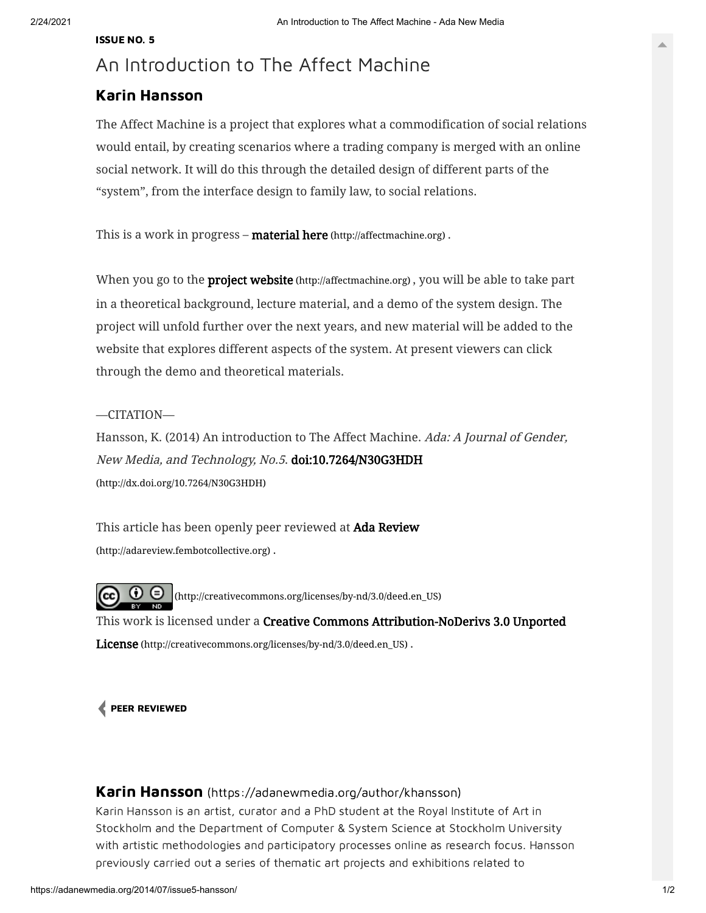**ISSUE NO. 5**

# An Introduction to The Affect Machine

## Karin Hansson

The Affect Machine is a project that explores what a commodification of social relations would entail, by creating scenarios where a trading company is merged with an online social network. It will do this through the detailed design of different parts of the "system", from the interface design to family law, to social relations.

This is a work in progress – **material here** (http://affectmachine.org) .

When you go to the **project website** (http://affectmachine.org) , you will be able to take part in a theoretical background, lecture material, and a demo of the system design. The project will unfold further over the next years, and new material will be added to the website that explores different aspects of the system. At present viewers can click through the demo and theoretical materials.

—CITATION—

Hansson, K. (2014) An introduction to The Affect Machine. *Ada: A Journal of Gender, New Media, and Technology, No.5*. **doi:10.7264/N30G3HDH** (http://dx.doi.org/10.7264/N30G3HDH)

This article has been openly peer reviewed at **Ada Review** (http://adareview.fembotcollective.org) .

(http://creativecommons.org/licenses/by-nd/3.0/deed.en_US)

This work is licensed under a **Creative Commons Attribution-NoDerivs 3.0 Unported License** (http://creativecommons.org/licenses/by-nd/3.0/deed.en_US) .

**PEER REVIEWED**

## Karin Hansson (https://adanewmedia.org/author/khansson)

Karin Hansson is an artist, curator and a PhD student at the Royal Institute of Art in Stockholm and the Department of Computer & System Science at Stockholm University with artistic methodologies and participatory processes online as research focus. Hansson previously carried out a series of thematic art projects and exhibitions related to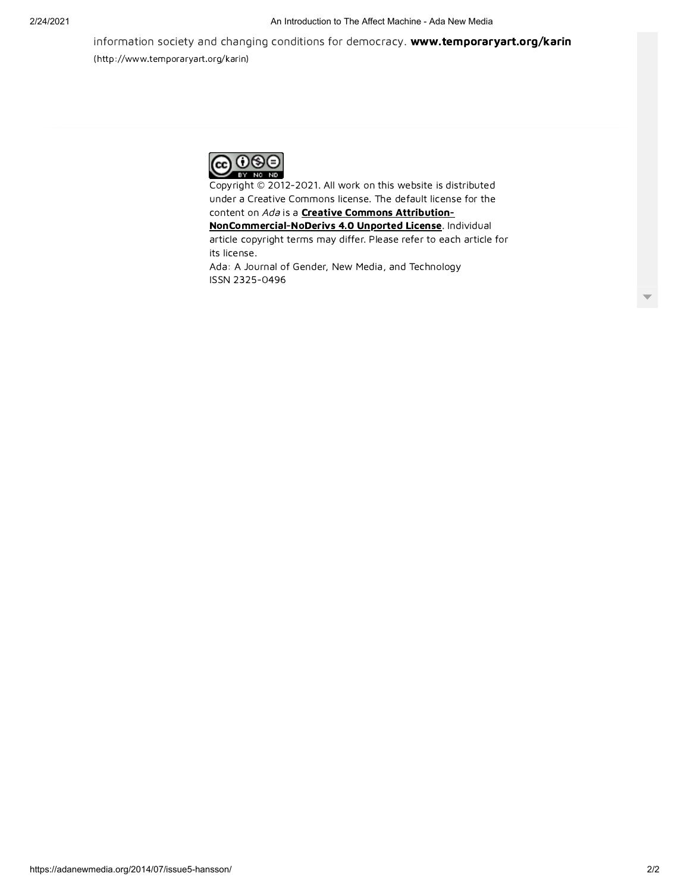information society and changing conditions for democracy. **www.temporaryart.org/karin** (http://www.temporaryart.org/karin)

Copyright © 2012-2021. All work on this website is distributed under a Creative Commons license. The default license for the content on *Ada* is a **Creative Commons Attribution-NonCommercial-NoDerivs 4.0 Unported License**. Individual article copyright terms may differ. Please refer to each article for its license.
Ada: A Journal of Gender, New Media, and Technology
ISSN 2325-0496